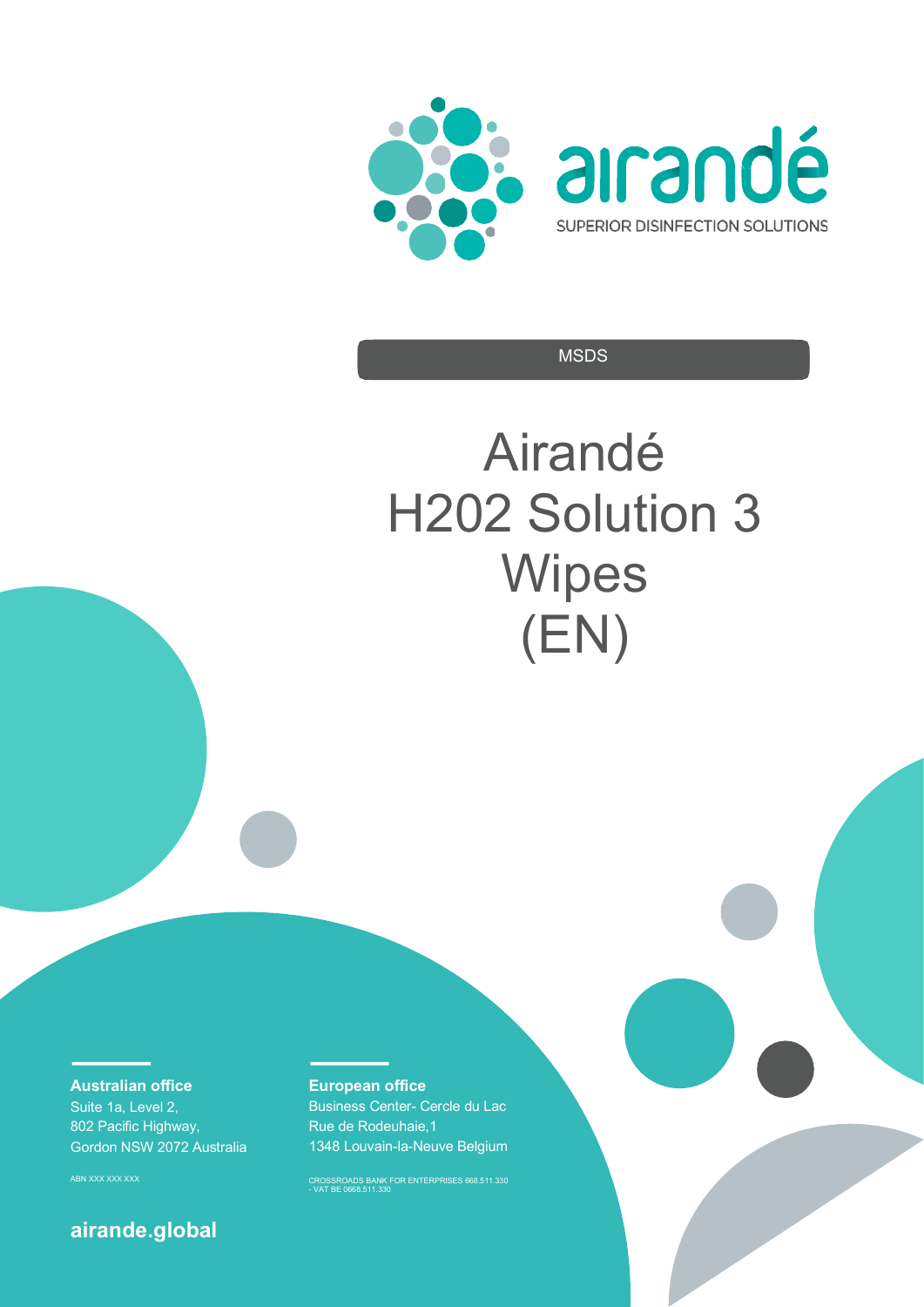airandé

SUPERIOR DISINFECTION SOLUTIONS

MSDS

# Airandé H202 Solution 3 Wipes (EN)

**Australian office**
Suite 1a, Level 2,
802 Pacific Highway,
Gordon NSW 2072 Australia

ABN XXX XXX XXX

**European office**
Business Center- Cercle du Lac
Rue de Rodeuhaie,1
1348 Louvain-la-Neuve Belgium

CROSSROADS BANK FOR ENTERPRISES 668.511.330 - VAT BE 0668.511.330

**airande.global**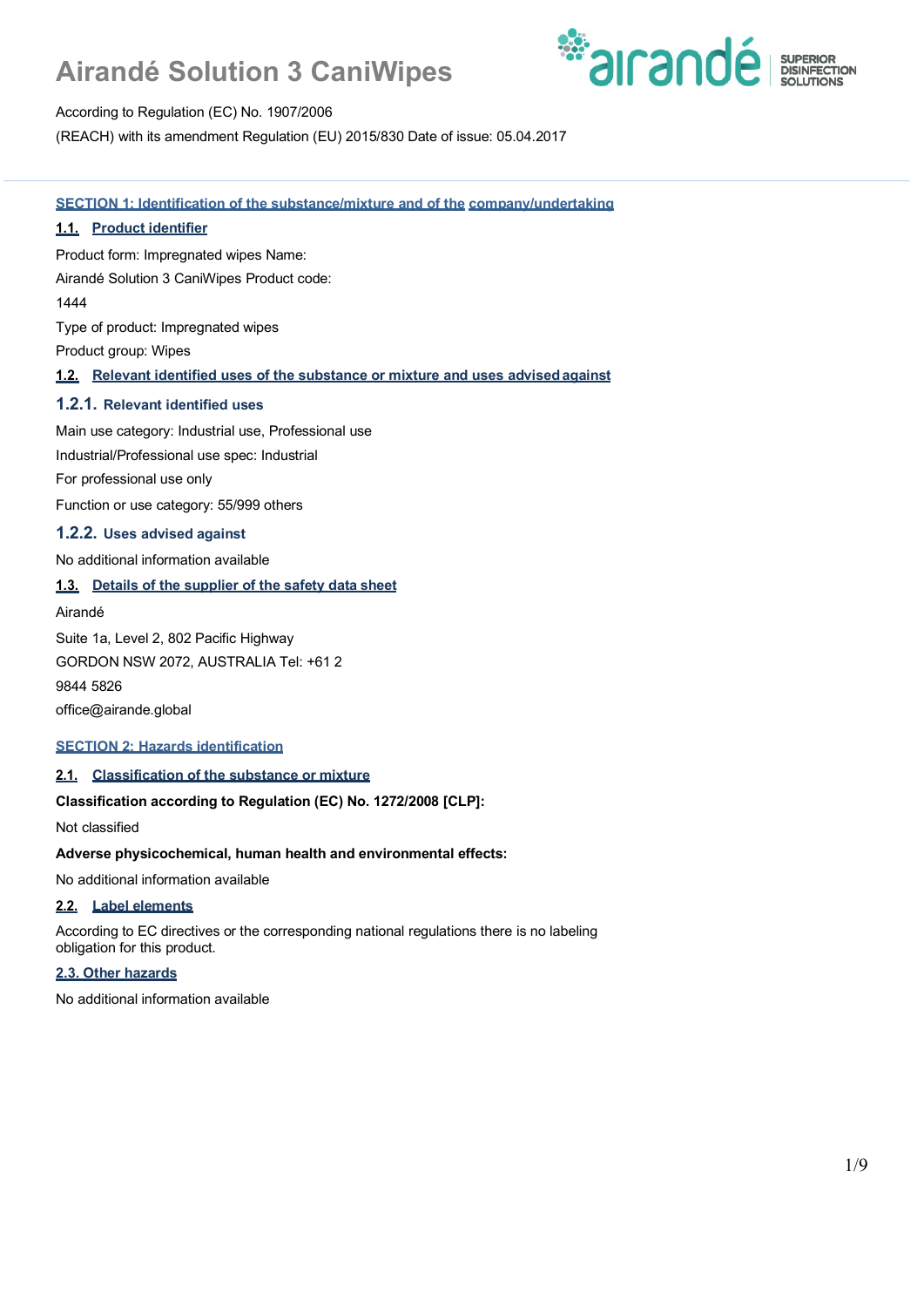# Airandé Solution 3 CaniWipes

According to Regulation (EC) No. 1907/2006

(REACH) with its amendment Regulation (EU) 2015/830 Date of issue: 05.04.2017

## SECTION 1: Identification of the substance/mixture and of the company/undertaking

### 1.1. Product identifier

Product form: Impregnated wipes Name:

Airandé Solution 3 CaniWipes Product code:

1444

Type of product: Impregnated wipes

Product group: Wipes

### 1.2. Relevant identified uses of the substance or mixture and uses advised against

#### 1.2.1. Relevant identified uses

Main use category: Industrial use, Professional use

Industrial/Professional use spec: Industrial

For professional use only

Function or use category: 55/999 others

#### 1.2.2. Uses advised against

No additional information available

### 1.3. Details of the supplier of the safety data sheet

Airandé

Suite 1a, Level 2, 802 Pacific Highway

GORDON NSW 2072, AUSTRALIA Tel: +61 2

9844 5826

office@airande.global

## SECTION 2: Hazards identification

### 2.1. Classification of the substance or mixture

**Classification according to Regulation (EC) No. 1272/2008 [CLP]:**

Not classified

**Adverse physicochemical, human health and environmental effects:**

No additional information available

### 2.2. Label elements

According to EC directives or the corresponding national regulations there is no labeling obligation for this product.

### 2.3. Other hazards

No additional information available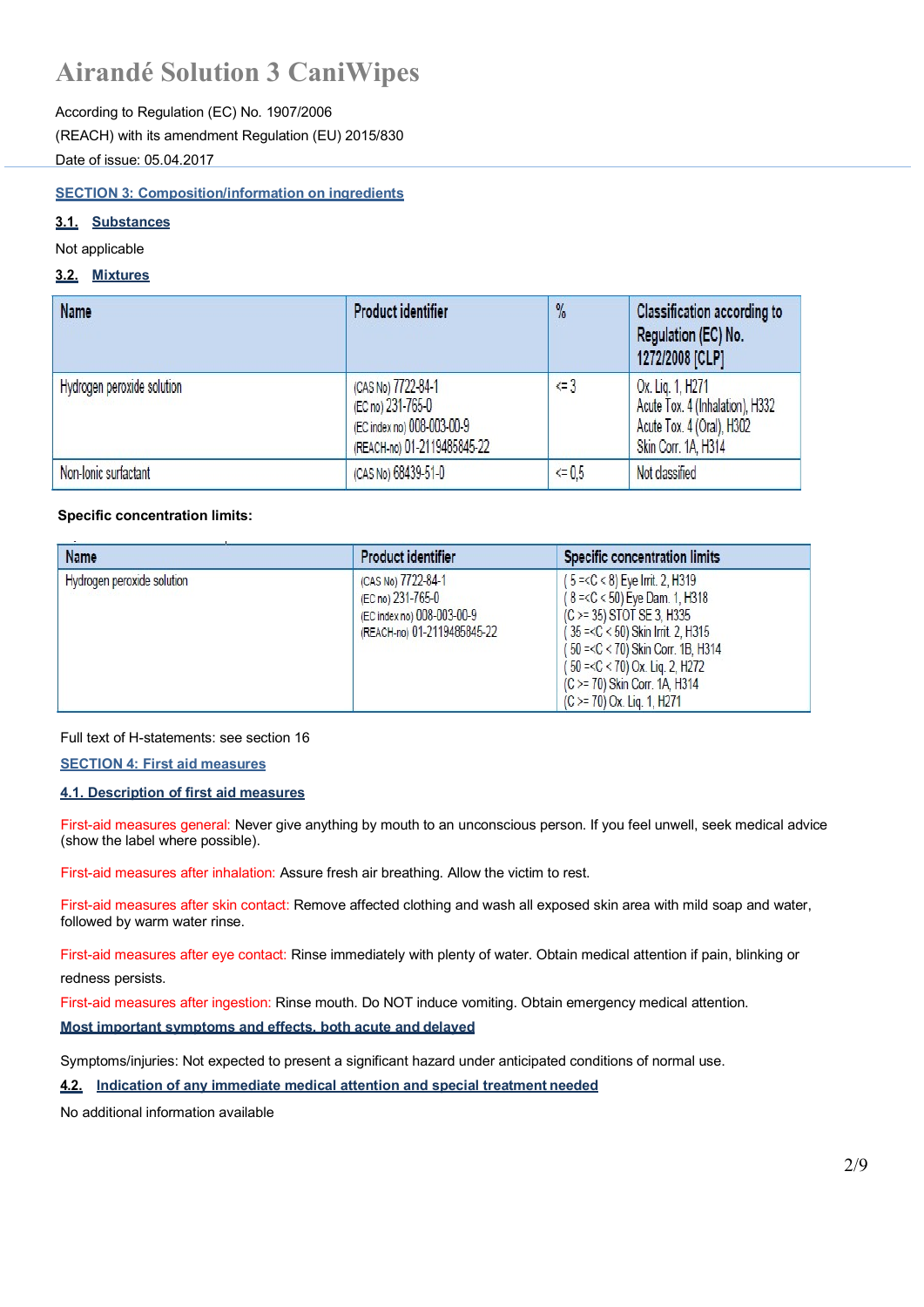# Airandé Solution 3 CaniWipes

According to Regulation (EC) No. 1907/2006

(REACH) with its amendment Regulation (EU) 2015/830

Date of issue: 05.04.2017

## SECTION 3: Composition/information on ingredients

### 3.1. Substances

Not applicable

### 3.2. Mixtures

| Name | Product identifier | % | Classification according to Regulation (EC) No. 1272/2008 [CLP] |
|---|---|---|---|
| Hydrogen peroxide solution | (CAS No) 7722-84-1<br>(EC no) 231-765-0<br>(EC index no) 008-003-00-9<br>(REACH-no) 01-2119485845-22 | <= 3 | Ox. Liq. 1, H271<br>Acute Tox. 4 (Inhalation), H332<br>Acute Tox. 4 (Oral), H302<br>Skin Corr. 1A, H314 |
| Non-Ionic surfactant | (CAS No) 68439-51-0 | <= 0,5 | Not classified |

**Specific concentration limits:**

| Name | Product identifier | Specific concentration limits |
|---|---|---|
| Hydrogen peroxide solution | (CAS No) 7722-84-1<br>(EC no) 231-765-0<br>(EC index no) 008-003-00-9<br>(REACH-no) 01-2119485845-22 | ( 5 =<C < 8) Eye Irrit. 2, H319<br>( 8 =<C < 50) Eye Dam. 1, H318<br>(C >= 35) STOT SE 3, H335<br>( 35 =<C < 50) Skin Irrit. 2, H315<br>( 50 =<C < 70) Skin Corr. 1B, H314<br>( 50 =<C < 70) Ox. Liq. 2, H272<br>(C >= 70) Skin Corr. 1A, H314<br>(C >= 70) Ox. Liq. 1, H271 |

Full text of H-statements: see section 16

## SECTION 4: First aid measures

### 4.1. Description of first aid measures

First-aid measures general: Never give anything by mouth to an unconscious person. If you feel unwell, seek medical advice (show the label where possible).

First-aid measures after inhalation: Assure fresh air breathing. Allow the victim to rest.

First-aid measures after skin contact: Remove affected clothing and wash all exposed skin area with mild soap and water, followed by warm water rinse.

First-aid measures after eye contact: Rinse immediately with plenty of water. Obtain medical attention if pain, blinking or redness persists.

First-aid measures after ingestion: Rinse mouth. Do NOT induce vomiting. Obtain emergency medical attention.

### Most important symptoms and effects, both acute and delayed

Symptoms/injuries: Not expected to present a significant hazard under anticipated conditions of normal use.

### 4.2. Indication of any immediate medical attention and special treatment needed

No additional information available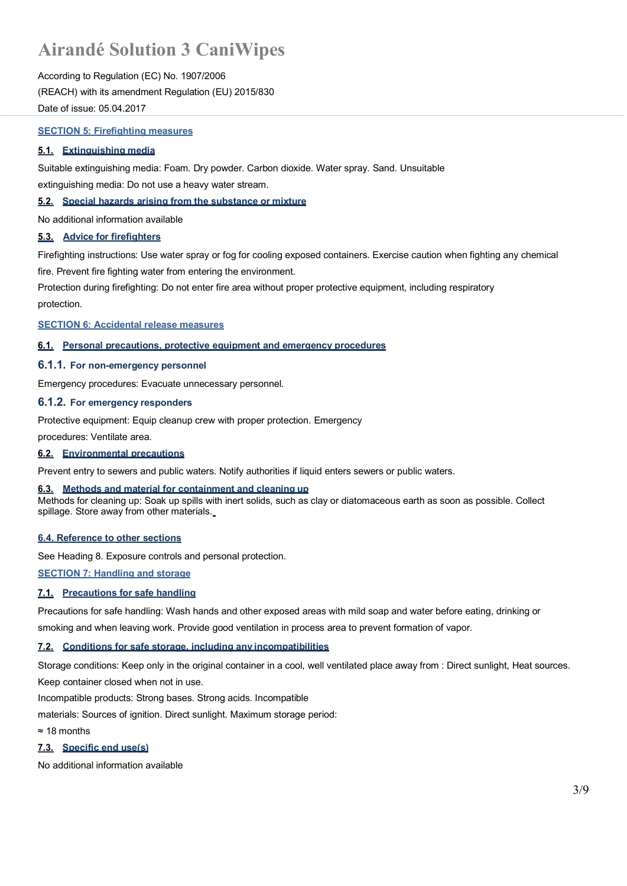## SECTION 5: Firefighting measures

### 5.1. Extinguishing media

Suitable extinguishing media: Foam. Dry powder. Carbon dioxide. Water spray. Sand. Unsuitable extinguishing media: Do not use a heavy water stream.

### 5.2. Special hazards arising from the substance or mixture

No additional information available

### 5.3. Advice for firefighters

Firefighting instructions: Use water spray or fog for cooling exposed containers. Exercise caution when fighting any chemical fire. Prevent fire fighting water from entering the environment.

Protection during firefighting: Do not enter fire area without proper protective equipment, including respiratory protection.

## SECTION 6: Accidental release measures

### 6.1. Personal precautions, protective equipment and emergency procedures

#### 6.1.1. For non-emergency personnel

Emergency procedures: Evacuate unnecessary personnel.

#### 6.1.2. For emergency responders

Protective equipment: Equip cleanup crew with proper protection. Emergency procedures: Ventilate area.

### 6.2. Environmental precautions

Prevent entry to sewers and public waters. Notify authorities if liquid enters sewers or public waters.

### 6.3. Methods and material for containment and cleaning up

Methods for cleaning up: Soak up spills with inert solids, such as clay or diatomaceous earth as soon as possible. Collect spillage. Store away from other materials.

### 6.4. Reference to other sections

See Heading 8. Exposure controls and personal protection.

## SECTION 7: Handling and storage

### 7.1. Precautions for safe handling

Precautions for safe handling: Wash hands and other exposed areas with mild soap and water before eating, drinking or smoking and when leaving work. Provide good ventilation in process area to prevent formation of vapor.

### 7.2. Conditions for safe storage, including any incompatibilities

Storage conditions: Keep only in the original container in a cool, well ventilated place away from : Direct sunlight, Heat sources. Keep container closed when not in use.

Incompatible products: Strong bases. Strong acids. Incompatible materials: Sources of ignition. Direct sunlight. Maximum storage period: ≈ 18 months

### 7.3. Specific end use(s)

No additional information available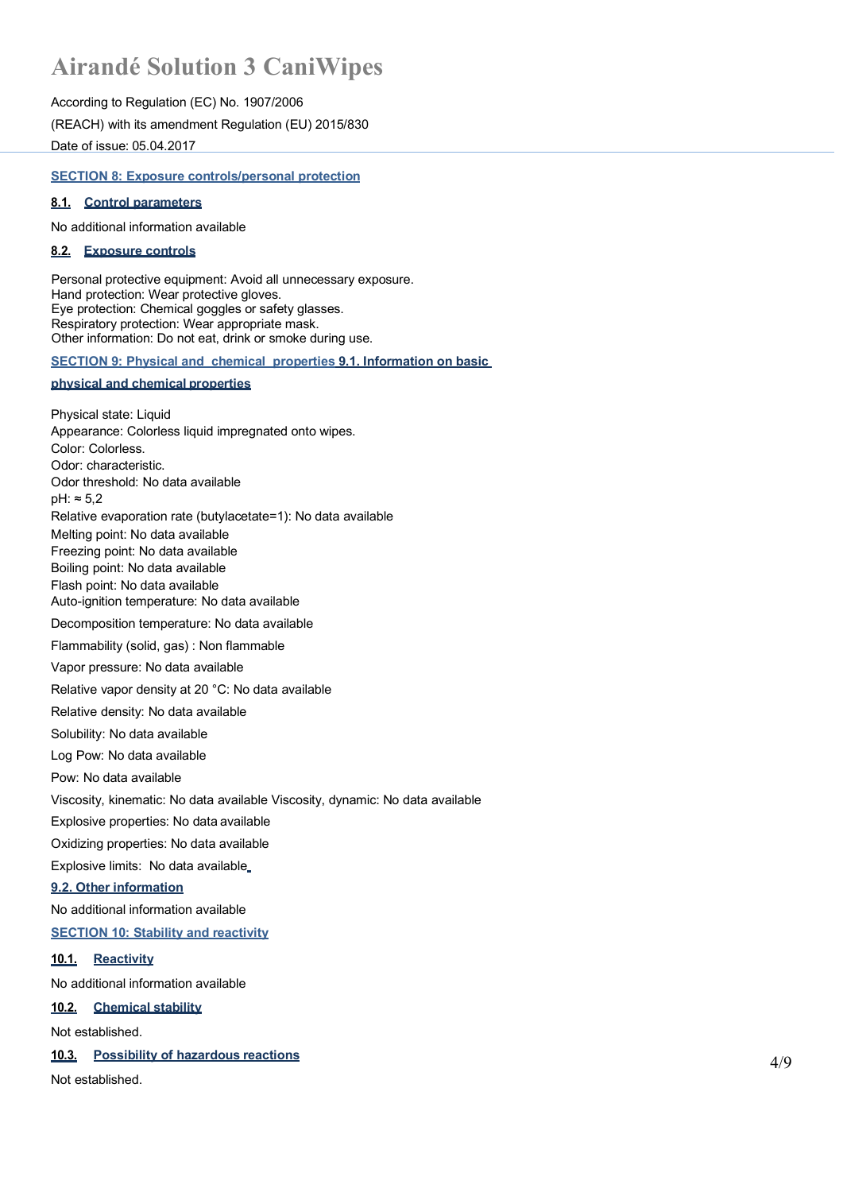# Airandé Solution 3 CaniWipes

According to Regulation (EC) No. 1907/2006

(REACH) with its amendment Regulation (EU) 2015/830

Date of issue: 05.04.2017

## SECTION 8: Exposure controls/personal protection

### 8.1. Control parameters

No additional information available

### 8.2. Exposure controls

Personal protective equipment: Avoid all unnecessary exposure.
Hand protection: Wear protective gloves.
Eye protection: Chemical goggles or safety glasses.
Respiratory protection: Wear appropriate mask.
Other information: Do not eat, drink or smoke during use.

## SECTION 9: Physical and chemical properties

### 9.1. Information on basic physical and chemical properties

Physical state: Liquid
Appearance: Colorless liquid impregnated onto wipes.
Color: Colorless.
Odor: characteristic.
Odor threshold: No data available
pH: ≈ 5,2
Relative evaporation rate (butylacetate=1): No data available
Melting point: No data available
Freezing point: No data available
Boiling point: No data available
Flash point: No data available
Auto-ignition temperature: No data available

Decomposition temperature: No data available

Flammability (solid, gas) : Non flammable

Vapor pressure: No data available

Relative vapor density at 20 °C: No data available

Relative density: No data available

Solubility: No data available

Log Pow: No data available

Pow: No data available

Viscosity, kinematic: No data available Viscosity, dynamic: No data available

Explosive properties: No data available

Oxidizing properties: No data available

Explosive limits: No data available

### 9.2. Other information

No additional information available

## SECTION 10: Stability and reactivity

### 10.1. Reactivity

No additional information available

### 10.2. Chemical stability

Not established.

### 10.3. Possibility of hazardous reactions

Not established.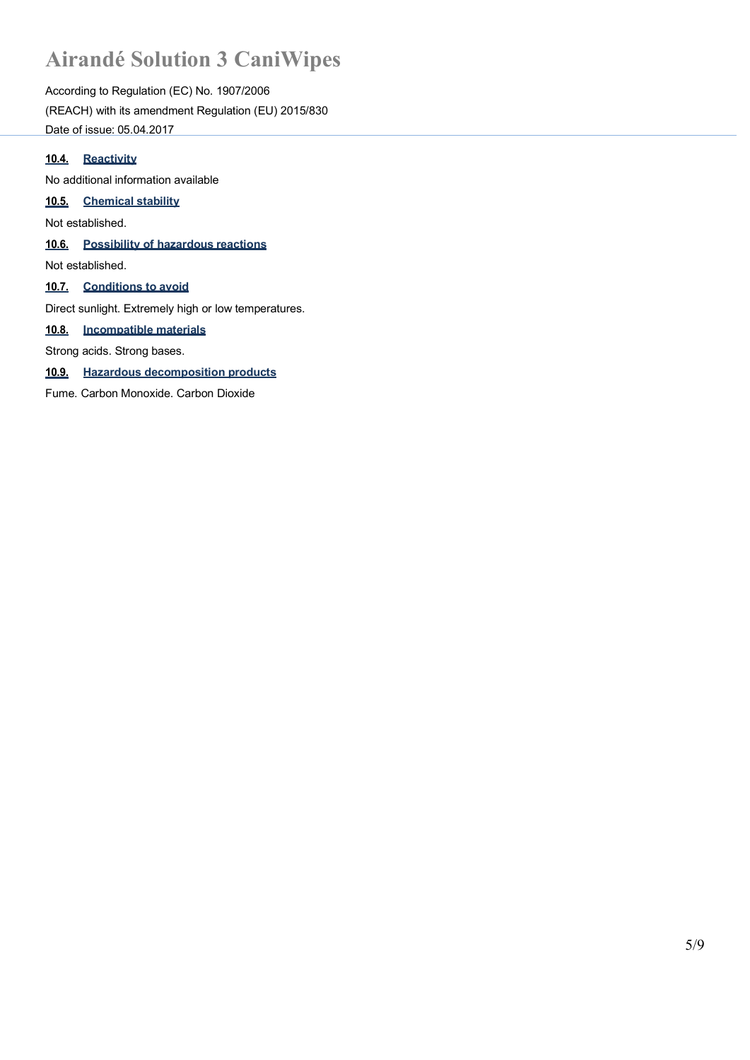#### 10.4. Reactivity

No additional information available

#### 10.5. Chemical stability

Not established.

#### 10.6. Possibility of hazardous reactions

Not established.

#### 10.7. Conditions to avoid

Direct sunlight. Extremely high or low temperatures.

#### 10.8. Incompatible materials

Strong acids. Strong bases.

#### 10.9. Hazardous decomposition products

Fume. Carbon Monoxide. Carbon Dioxide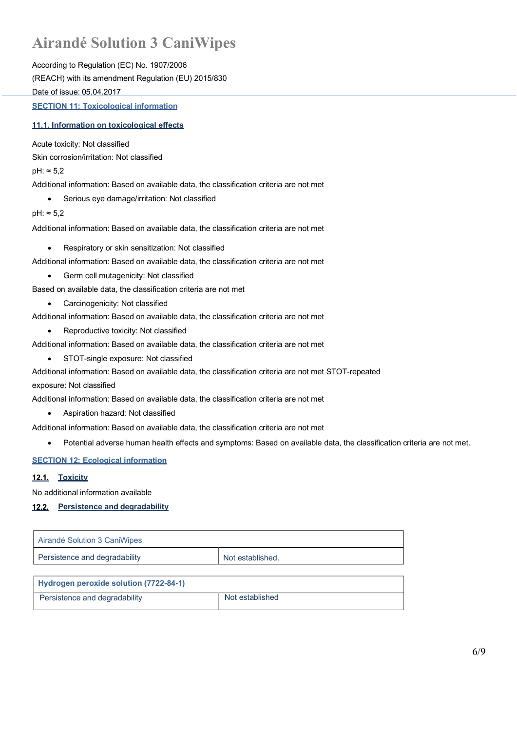# Airandé Solution 3 CaniWipes

According to Regulation (EC) No. 1907/2006

(REACH) with its amendment Regulation (EU) 2015/830

Date of issue: 05.04.2017

## SECTION 11: Toxicological information

### 11.1. Information on toxicological effects

Acute toxicity: Not classified

Skin corrosion/irritation: Not classified

pH: ≈ 5,2

Additional information: Based on available data, the classification criteria are not met

- Serious eye damage/irritation: Not classified

pH: ≈ 5,2

Additional information: Based on available data, the classification criteria are not met

- Respiratory or skin sensitization: Not classified

Additional information: Based on available data, the classification criteria are not met

- Germ cell mutagenicity: Not classified

Based on available data, the classification criteria are not met

- Carcinogenicity: Not classified

Additional information: Based on available data, the classification criteria are not met

- Reproductive toxicity: Not classified

Additional information: Based on available data, the classification criteria are not met

- STOT-single exposure: Not classified

Additional information: Based on available data, the classification criteria are not met STOT-repeated exposure: Not classified

Additional information: Based on available data, the classification criteria are not met

- Aspiration hazard: Not classified

Additional information: Based on available data, the classification criteria are not met

- Potential adverse human health effects and symptoms: Based on available data, the classification criteria are not met.

## SECTION 12: Ecological information

### 12.1. Toxicity

No additional information available

### 12.2. Persistence and degradability

| Airandé Solution 3 CaniWipes | |
|---|---|
| Persistence and degradability | Not established. |

| **Hydrogen peroxide solution (7722-84-1)** | |
|---|---|
| Persistence and degradability | Not established |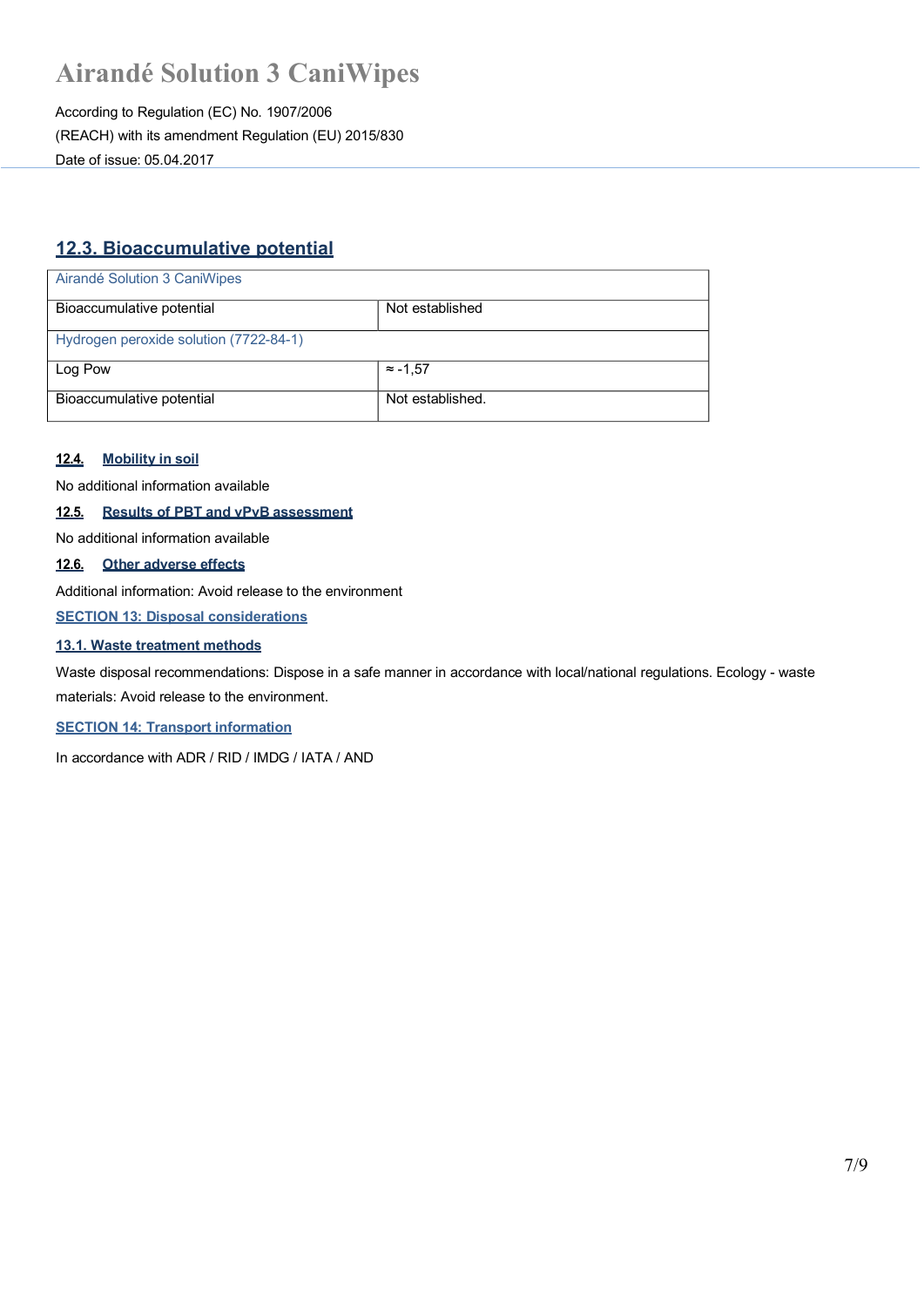## 12.3. Bioaccumulative potential

| Airandé Solution 3 CaniWipes | |
|---|---|
| Bioaccumulative potential | Not established |
| Hydrogen peroxide solution (7722-84-1) | |
| Log Pow | ≈ -1,57 |
| Bioaccumulative potential | Not established. |

### 12.4. Mobility in soil

No additional information available

### 12.5. Results of PBT and vPvB assessment

No additional information available

### 12.6. Other adverse effects

Additional information: Avoid release to the environment

## SECTION 13: Disposal considerations

### 13.1. Waste treatment methods

Waste disposal recommendations: Dispose in a safe manner in accordance with local/national regulations. Ecology - waste materials: Avoid release to the environment.

## SECTION 14: Transport information

In accordance with ADR / RID / IMDG / IATA / AND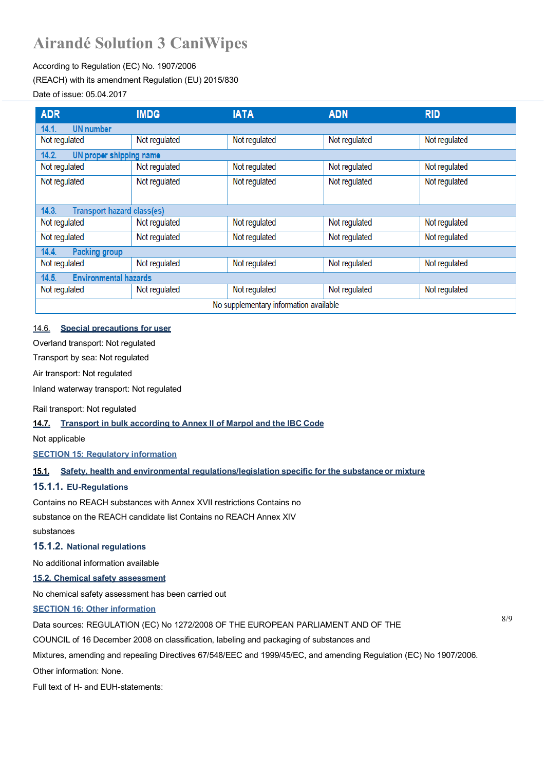| ADR | IMDG | IATA | ADN | RID |
|---|---|---|---|---|
| **14.1. UN number** | | | | |
| Not regulated | Not regulated | Not regulated | Not regulated | Not regulated |
| **14.2. UN proper shipping name** | | | | |
| Not regulated | Not regulated | Not regulated | Not regulated | Not regulated |
| Not regulated | Not regulated | Not regulated | Not regulated | Not regulated |
| **14.3. Transport hazard class(es)** | | | | |
| Not regulated | Not regulated | Not regulated | Not regulated | Not regulated |
| Not regulated | Not regulated | Not regulated | Not regulated | Not regulated |
| **14.4. Packing group** | | | | |
| Not regulated | Not regulated | Not regulated | Not regulated | Not regulated |
| **14.5. Environmental hazards** | | | | |
| Not regulated | Not regulated | Not regulated | Not regulated | Not regulated |
| No supplementary information available | | | | |

### 14.6. Special precautions for user

Overland transport: Not regulated

Transport by sea: Not regulated

Air transport: Not regulated

Inland waterway transport: Not regulated

Rail transport: Not regulated

### 14.7. Transport in bulk according to Annex II of Marpol and the IBC Code

Not applicable

## SECTION 15: Regulatory information

### 15.1. Safety, health and environmental regulations/legislation specific for the substance or mixture

#### 15.1.1. EU-Regulations

Contains no REACH substances with Annex XVII restrictions Contains no substance on the REACH candidate list Contains no REACH Annex XIV substances

#### 15.1.2. National regulations

No additional information available

### 15.2. Chemical safety assessment

No chemical safety assessment has been carried out

## SECTION 16: Other information

Data sources: REGULATION (EC) No 1272/2008 OF THE EUROPEAN PARLIAMENT AND OF THE COUNCIL of 16 December 2008 on classification, labeling and packaging of substances and Mixtures, amending and repealing Directives 67/548/EEC and 1999/45/EC, and amending Regulation (EC) No 1907/2006.

Other information: None.

Full text of H- and EUH-statements: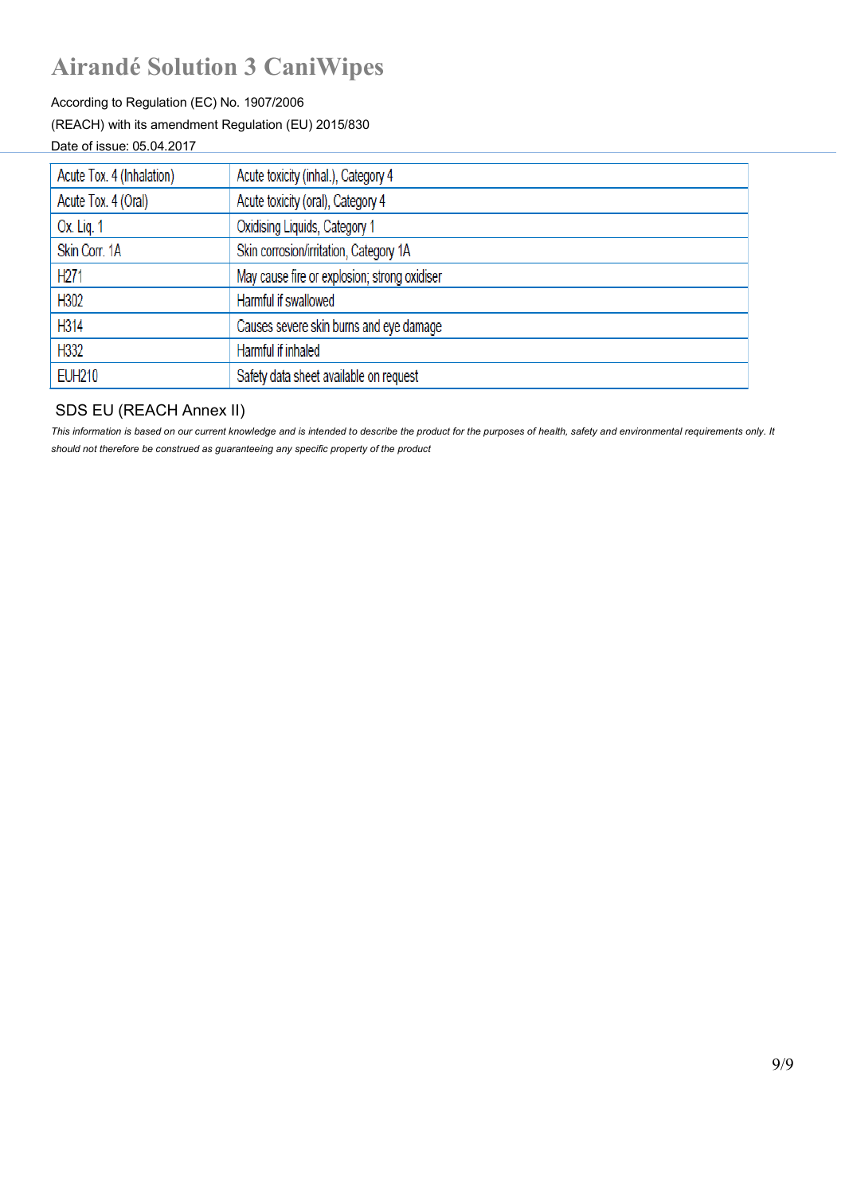| | |
|---|---|
| Acute Tox. 4 (Inhalation) | Acute toxicity (inhal.), Category 4 |
| Acute Tox. 4 (Oral) | Acute toxicity (oral), Category 4 |
| Ox. Liq. 1 | Oxidising Liquids, Category 1 |
| Skin Corr. 1A | Skin corrosion/irritation, Category 1A |
| H271 | May cause fire or explosion; strong oxidiser |
| H302 | Harmful if swallowed |
| H314 | Causes severe skin burns and eye damage |
| H332 | Harmful if inhaled |
| EUH210 | Safety data sheet available on request |

SDS EU (REACH Annex II)

*This information is based on our current knowledge and is intended to describe the product for the purposes of health, safety and environmental requirements only. It should not therefore be construed as guaranteeing any specific property of the product*